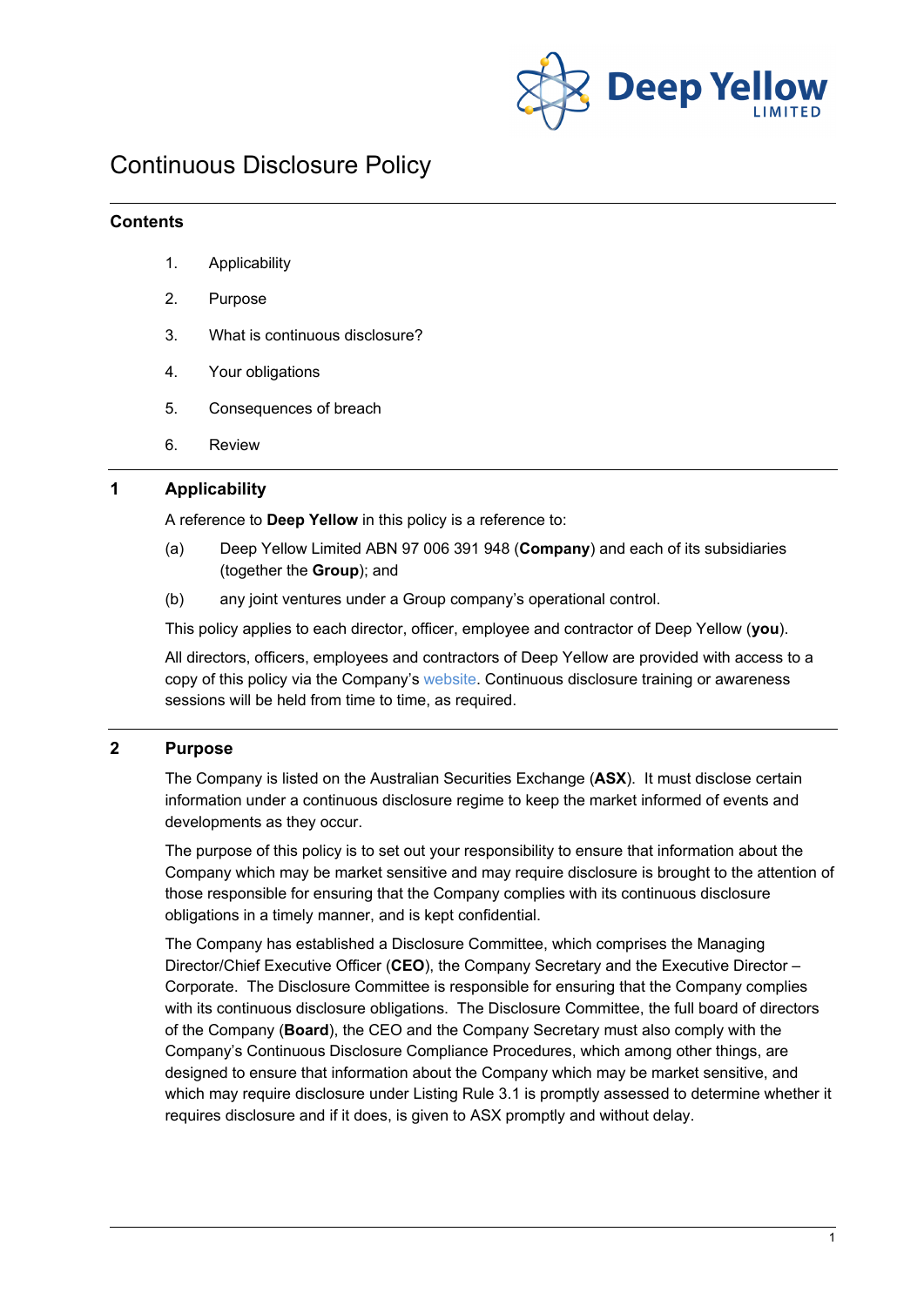# Continuous Disclosure Policy

## Contents

1. Applicability
2. Purpose
3. What is continuous disclosure?
4. Your obligations
5. Consequences of breach
6. Review

## 1 Applicability

A reference to **Deep Yellow** in this policy is a reference to:

(a) Deep Yellow Limited ABN 97 006 391 948 (**Company**) and each of its subsidiaries (together the **Group**); and

(b) any joint ventures under a Group company's operational control.

This policy applies to each director, officer, employee and contractor of Deep Yellow (**you**).

All directors, officers, employees and contractors of Deep Yellow are provided with access to a copy of this policy via the Company's website. Continuous disclosure training or awareness sessions will be held from time to time, as required.

## 2 Purpose

The Company is listed on the Australian Securities Exchange (**ASX**). It must disclose certain information under a continuous disclosure regime to keep the market informed of events and developments as they occur.

The purpose of this policy is to set out your responsibility to ensure that information about the Company which may be market sensitive and may require disclosure is brought to the attention of those responsible for ensuring that the Company complies with its continuous disclosure obligations in a timely manner, and is kept confidential.

The Company has established a Disclosure Committee, which comprises the Managing Director/Chief Executive Officer (**CEO**), the Company Secretary and the Executive Director – Corporate. The Disclosure Committee is responsible for ensuring that the Company complies with its continuous disclosure obligations. The Disclosure Committee, the full board of directors of the Company (**Board**), the CEO and the Company Secretary must also comply with the Company's Continuous Disclosure Compliance Procedures, which among other things, are designed to ensure that information about the Company which may be market sensitive, and which may require disclosure under Listing Rule 3.1 is promptly assessed to determine whether it requires disclosure and if it does, is given to ASX promptly and without delay.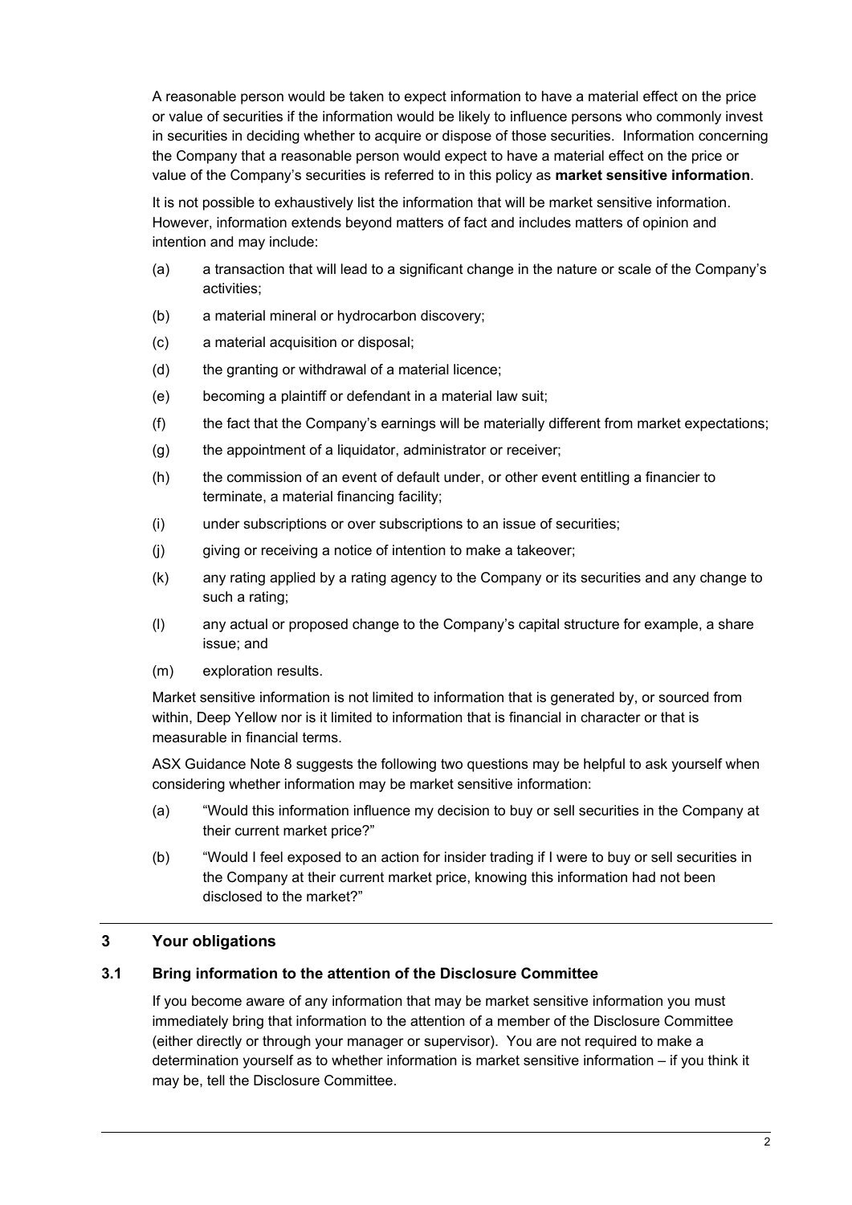A reasonable person would be taken to expect information to have a material effect on the price or value of securities if the information would be likely to influence persons who commonly invest in securities in deciding whether to acquire or dispose of those securities. Information concerning the Company that a reasonable person would expect to have a material effect on the price or value of the Company's securities is referred to in this policy as **market sensitive information**.

It is not possible to exhaustively list the information that will be market sensitive information. However, information extends beyond matters of fact and includes matters of opinion and intention and may include:

(a) a transaction that will lead to a significant change in the nature or scale of the Company's activities;

(b) a material mineral or hydrocarbon discovery;

(c) a material acquisition or disposal;

(d) the granting or withdrawal of a material licence;

(e) becoming a plaintiff or defendant in a material law suit;

(f) the fact that the Company's earnings will be materially different from market expectations;

(g) the appointment of a liquidator, administrator or receiver;

(h) the commission of an event of default under, or other event entitling a financier to terminate, a material financing facility;

(i) under subscriptions or over subscriptions to an issue of securities;

(j) giving or receiving a notice of intention to make a takeover;

(k) any rating applied by a rating agency to the Company or its securities and any change to such a rating;

(l) any actual or proposed change to the Company's capital structure for example, a share issue; and

(m) exploration results.

Market sensitive information is not limited to information that is generated by, or sourced from within, Deep Yellow nor is it limited to information that is financial in character or that is measurable in financial terms.

ASX Guidance Note 8 suggests the following two questions may be helpful to ask yourself when considering whether information may be market sensitive information:

(a) "Would this information influence my decision to buy or sell securities in the Company at their current market price?"

(b) "Would I feel exposed to an action for insider trading if I were to buy or sell securities in the Company at their current market price, knowing this information had not been disclosed to the market?"

## 3 Your obligations

### 3.1 Bring information to the attention of the Disclosure Committee

If you become aware of any information that may be market sensitive information you must immediately bring that information to the attention of a member of the Disclosure Committee (either directly or through your manager or supervisor). You are not required to make a determination yourself as to whether information is market sensitive information – if you think it may be, tell the Disclosure Committee.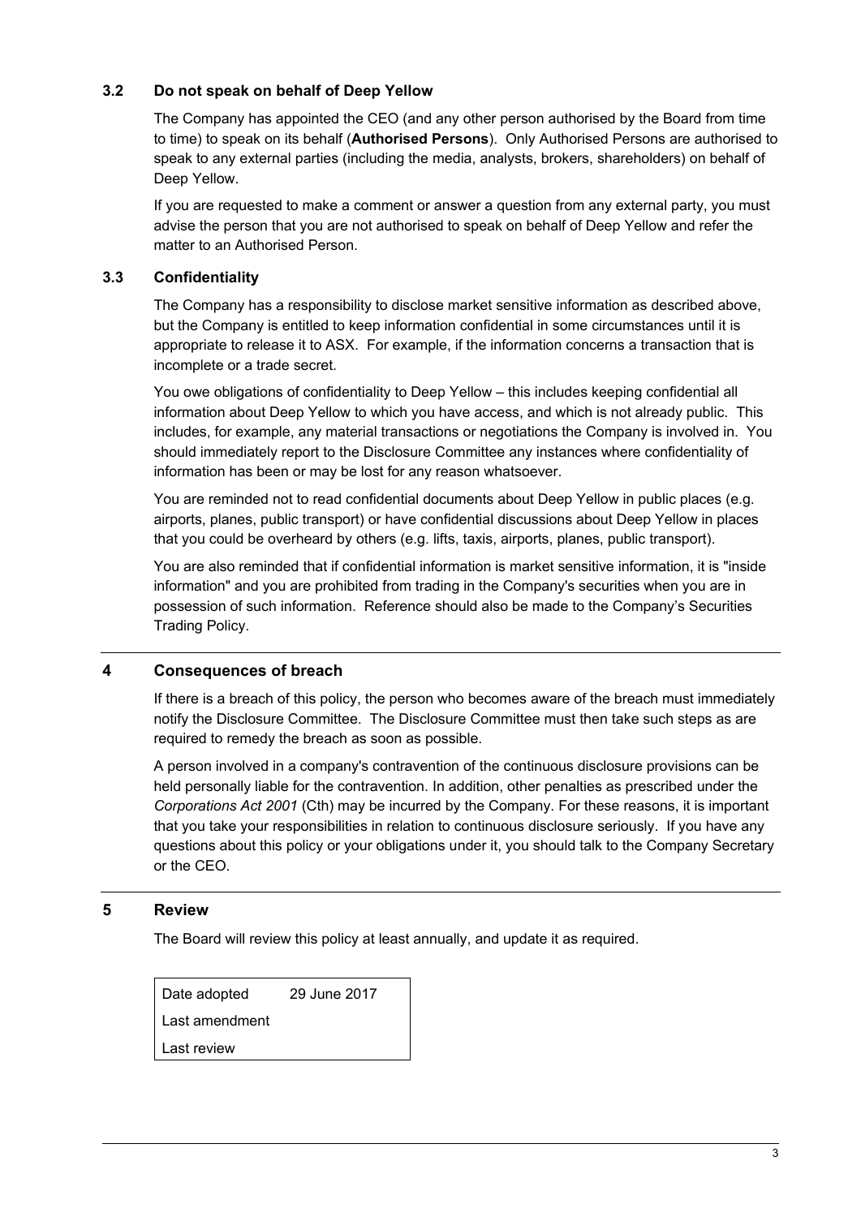### 3.2 Do not speak on behalf of Deep Yellow

The Company has appointed the CEO (and any other person authorised by the Board from time to time) to speak on its behalf (**Authorised Persons**). Only Authorised Persons are authorised to speak to any external parties (including the media, analysts, brokers, shareholders) on behalf of Deep Yellow.

If you are requested to make a comment or answer a question from any external party, you must advise the person that you are not authorised to speak on behalf of Deep Yellow and refer the matter to an Authorised Person.

### 3.3 Confidentiality

The Company has a responsibility to disclose market sensitive information as described above, but the Company is entitled to keep information confidential in some circumstances until it is appropriate to release it to ASX. For example, if the information concerns a transaction that is incomplete or a trade secret.

You owe obligations of confidentiality to Deep Yellow – this includes keeping confidential all information about Deep Yellow to which you have access, and which is not already public. This includes, for example, any material transactions or negotiations the Company is involved in. You should immediately report to the Disclosure Committee any instances where confidentiality of information has been or may be lost for any reason whatsoever.

You are reminded not to read confidential documents about Deep Yellow in public places (e.g. airports, planes, public transport) or have confidential discussions about Deep Yellow in places that you could be overheard by others (e.g. lifts, taxis, airports, planes, public transport).

You are also reminded that if confidential information is market sensitive information, it is "inside information" and you are prohibited from trading in the Company's securities when you are in possession of such information. Reference should also be made to the Company's Securities Trading Policy.

## 4 Consequences of breach

If there is a breach of this policy, the person who becomes aware of the breach must immediately notify the Disclosure Committee. The Disclosure Committee must then take such steps as are required to remedy the breach as soon as possible.

A person involved in a company's contravention of the continuous disclosure provisions can be held personally liable for the contravention. In addition, other penalties as prescribed under the *Corporations Act 2001* (Cth) may be incurred by the Company. For these reasons, it is important that you take your responsibilities in relation to continuous disclosure seriously. If you have any questions about this policy or your obligations under it, you should talk to the Company Secretary or the CEO.

## 5 Review

The Board will review this policy at least annually, and update it as required.

| | |
|---|---|
| Date adopted | 29 June 2017 |
| Last amendment | |
| Last review | |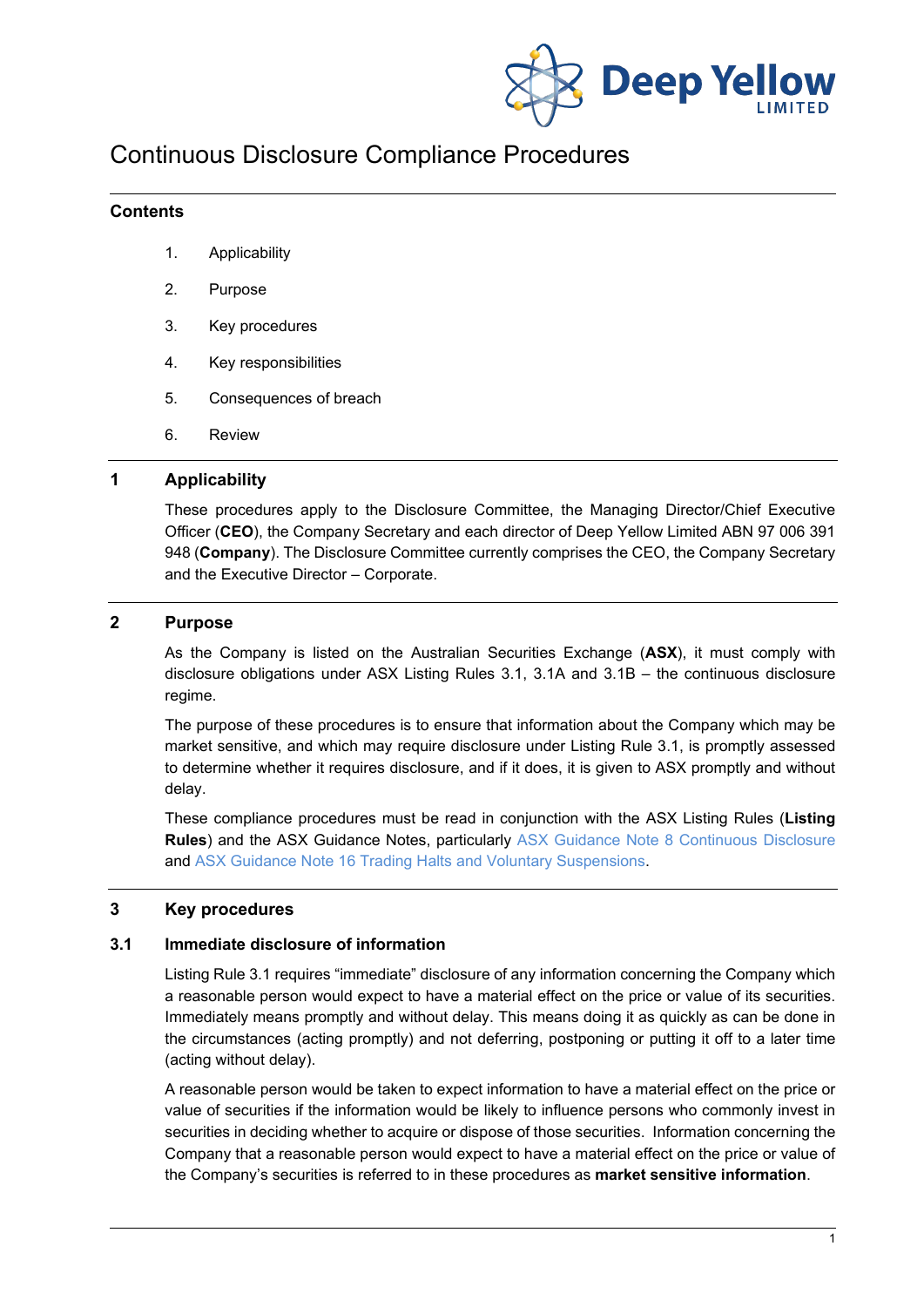# Continuous Disclosure Compliance Procedures

---

**Contents**

1. Applicability
2. Purpose
3. Key procedures
4. Key responsibilities
5. Consequences of breach
6. Review

---

## 1 Applicability

These procedures apply to the Disclosure Committee, the Managing Director/Chief Executive Officer (**CEO**), the Company Secretary and each director of Deep Yellow Limited ABN 97 006 391 948 (**Company**). The Disclosure Committee currently comprises the CEO, the Company Secretary and the Executive Director – Corporate.

---

## 2 Purpose

As the Company is listed on the Australian Securities Exchange (**ASX**), it must comply with disclosure obligations under ASX Listing Rules 3.1, 3.1A and 3.1B – the continuous disclosure regime.

The purpose of these procedures is to ensure that information about the Company which may be market sensitive, and which may require disclosure under Listing Rule 3.1, is promptly assessed to determine whether it requires disclosure, and if it does, it is given to ASX promptly and without delay.

These compliance procedures must be read in conjunction with the ASX Listing Rules (**Listing Rules**) and the ASX Guidance Notes, particularly ASX Guidance Note 8 Continuous Disclosure and ASX Guidance Note 16 Trading Halts and Voluntary Suspensions.

---

## 3 Key procedures

### 3.1 Immediate disclosure of information

Listing Rule 3.1 requires "immediate" disclosure of any information concerning the Company which a reasonable person would expect to have a material effect on the price or value of its securities. Immediately means promptly and without delay. This means doing it as quickly as can be done in the circumstances (acting promptly) and not deferring, postponing or putting it off to a later time (acting without delay).

A reasonable person would be taken to expect information to have a material effect on the price or value of securities if the information would be likely to influence persons who commonly invest in securities in deciding whether to acquire or dispose of those securities. Information concerning the Company that a reasonable person would expect to have a material effect on the price or value of the Company's securities is referred to in these procedures as **market sensitive information**.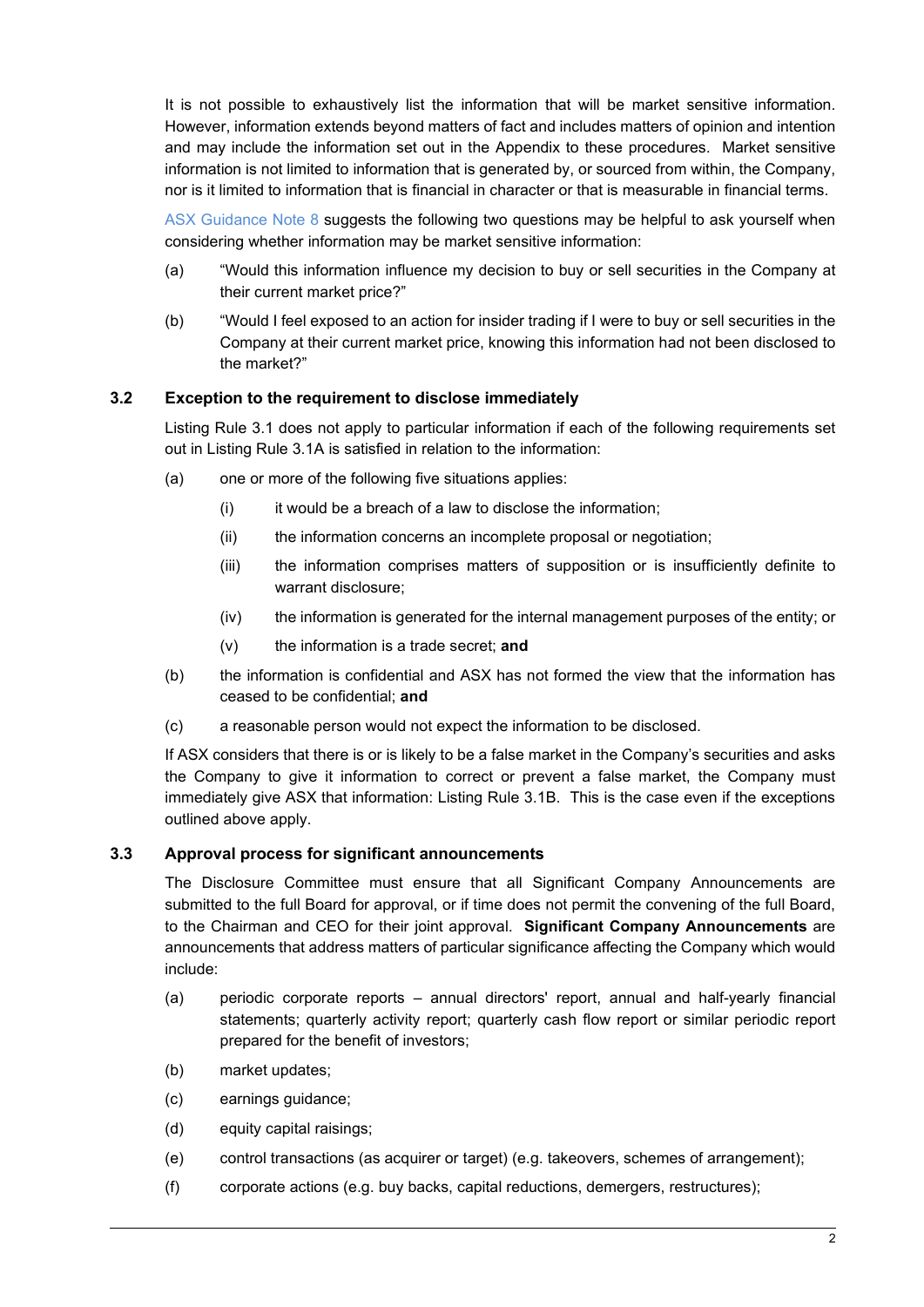It is not possible to exhaustively list the information that will be market sensitive information. However, information extends beyond matters of fact and includes matters of opinion and intention and may include the information set out in the Appendix to these procedures. Market sensitive information is not limited to information that is generated by, or sourced from within, the Company, nor is it limited to information that is financial in character or that is measurable in financial terms.

ASX Guidance Note 8 suggests the following two questions may be helpful to ask yourself when considering whether information may be market sensitive information:

(a) "Would this information influence my decision to buy or sell securities in the Company at their current market price?"

(b) "Would I feel exposed to an action for insider trading if I were to buy or sell securities in the Company at their current market price, knowing this information had not been disclosed to the market?"

### 3.2 Exception to the requirement to disclose immediately

Listing Rule 3.1 does not apply to particular information if each of the following requirements set out in Listing Rule 3.1A is satisfied in relation to the information:

(a) one or more of the following five situations applies:

  (i) it would be a breach of a law to disclose the information;

  (ii) the information concerns an incomplete proposal or negotiation;

  (iii) the information comprises matters of supposition or is insufficiently definite to warrant disclosure;

  (iv) the information is generated for the internal management purposes of the entity; or

  (v) the information is a trade secret; **and**

(b) the information is confidential and ASX has not formed the view that the information has ceased to be confidential; **and**

(c) a reasonable person would not expect the information to be disclosed.

If ASX considers that there is or is likely to be a false market in the Company's securities and asks the Company to give it information to correct or prevent a false market, the Company must immediately give ASX that information: Listing Rule 3.1B. This is the case even if the exceptions outlined above apply.

### 3.3 Approval process for significant announcements

The Disclosure Committee must ensure that all Significant Company Announcements are submitted to the full Board for approval, or if time does not permit the convening of the full Board, to the Chairman and CEO for their joint approval. **Significant Company Announcements** are announcements that address matters of particular significance affecting the Company which would include:

(a) periodic corporate reports – annual directors' report, annual and half-yearly financial statements; quarterly activity report; quarterly cash flow report or similar periodic report prepared for the benefit of investors;

(b) market updates;

(c) earnings guidance;

(d) equity capital raisings;

(e) control transactions (as acquirer or target) (e.g. takeovers, schemes of arrangement);

(f) corporate actions (e.g. buy backs, capital reductions, demergers, restructures);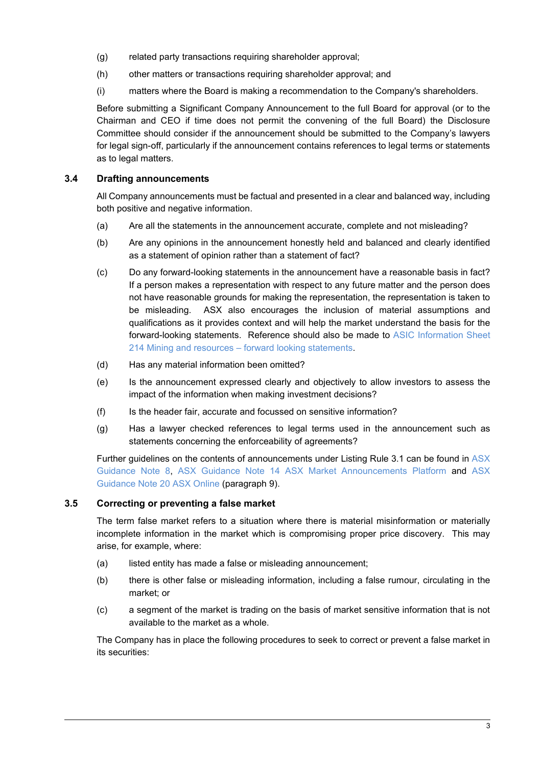(g) related party transactions requiring shareholder approval;

(h) other matters or transactions requiring shareholder approval; and

(i) matters where the Board is making a recommendation to the Company's shareholders.

Before submitting a Significant Company Announcement to the full Board for approval (or to the Chairman and CEO if time does not permit the convening of the full Board) the Disclosure Committee should consider if the announcement should be submitted to the Company's lawyers for legal sign-off, particularly if the announcement contains references to legal terms or statements as to legal matters.

### 3.4 Drafting announcements

All Company announcements must be factual and presented in a clear and balanced way, including both positive and negative information.

(a) Are all the statements in the announcement accurate, complete and not misleading?

(b) Are any opinions in the announcement honestly held and balanced and clearly identified as a statement of opinion rather than a statement of fact?

(c) Do any forward-looking statements in the announcement have a reasonable basis in fact? If a person makes a representation with respect to any future matter and the person does not have reasonable grounds for making the representation, the representation is taken to be misleading. ASX also encourages the inclusion of material assumptions and qualifications as it provides context and will help the market understand the basis for the forward-looking statements. Reference should also be made to ASIC Information Sheet 214 Mining and resources – forward looking statements.

(d) Has any material information been omitted?

(e) Is the announcement expressed clearly and objectively to allow investors to assess the impact of the information when making investment decisions?

(f) Is the header fair, accurate and focussed on sensitive information?

(g) Has a lawyer checked references to legal terms used in the announcement such as statements concerning the enforceability of agreements?

Further guidelines on the contents of announcements under Listing Rule 3.1 can be found in ASX Guidance Note 8, ASX Guidance Note 14 ASX Market Announcements Platform and ASX Guidance Note 20 ASX Online (paragraph 9).

### 3.5 Correcting or preventing a false market

The term false market refers to a situation where there is material misinformation or materially incomplete information in the market which is compromising proper price discovery. This may arise, for example, where:

(a) listed entity has made a false or misleading announcement;

(b) there is other false or misleading information, including a false rumour, circulating in the market; or

(c) a segment of the market is trading on the basis of market sensitive information that is not available to the market as a whole.

The Company has in place the following procedures to seek to correct or prevent a false market in its securities: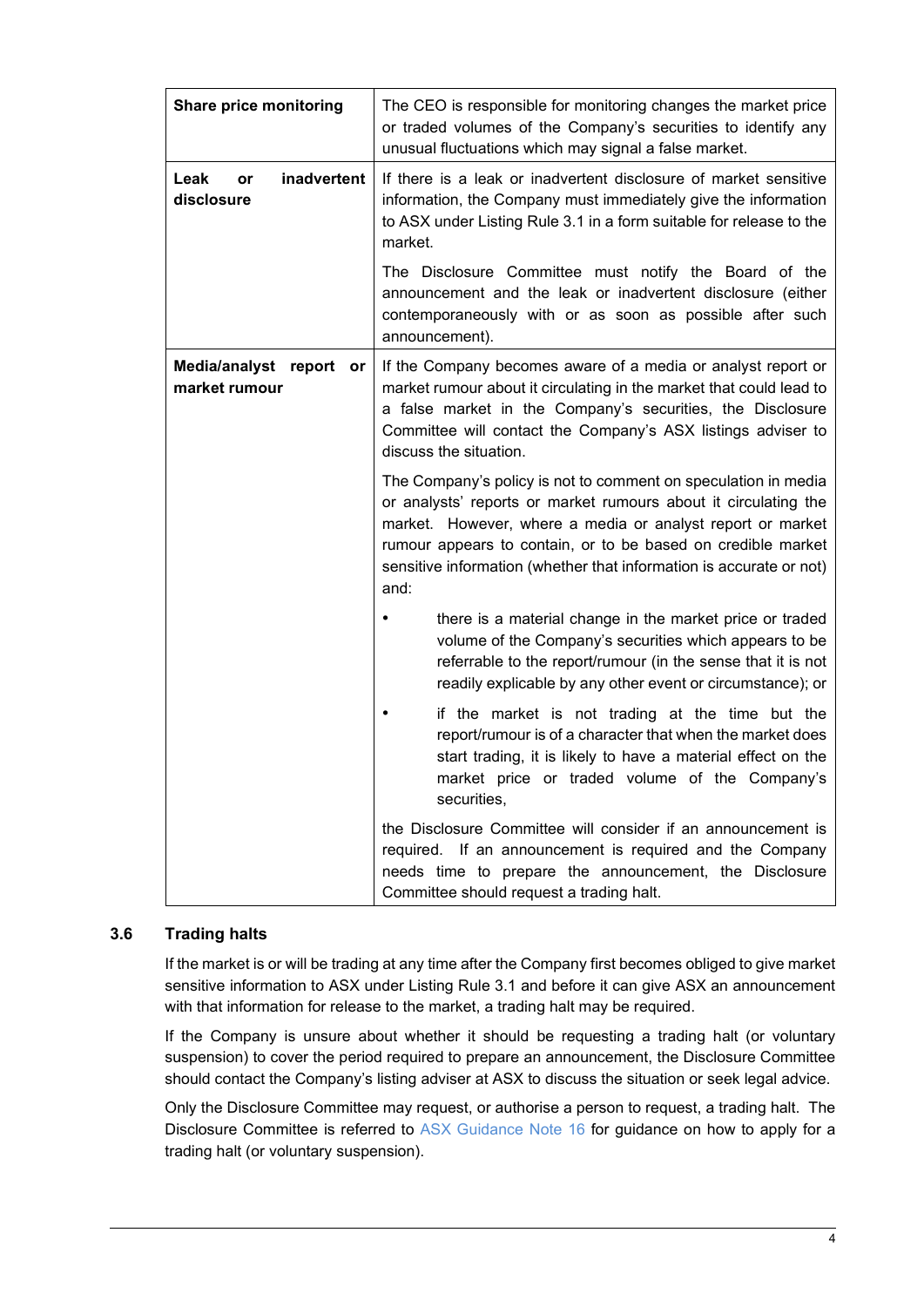| | |
|---|---|
| **Share price monitoring** | The CEO is responsible for monitoring changes the market price or traded volumes of the Company's securities to identify any unusual fluctuations which may signal a false market. |
| **Leak or inadvertent disclosure** | If there is a leak or inadvertent disclosure of market sensitive information, the Company must immediately give the information to ASX under Listing Rule 3.1 in a form suitable for release to the market.<br><br>The Disclosure Committee must notify the Board of the announcement and the leak or inadvertent disclosure (either contemporaneously with or as soon as possible after such announcement). |
| **Media/analyst report or market rumour** | If the Company becomes aware of a media or analyst report or market rumour about it circulating in the market that could lead to a false market in the Company's securities, the Disclosure Committee will contact the Company's ASX listings adviser to discuss the situation.<br><br>The Company's policy is not to comment on speculation in media or analysts' reports or market rumours about it circulating the market. However, where a media or analyst report or market rumour appears to contain, or to be based on credible market sensitive information (whether that information is accurate or not) and:<br><br>• there is a material change in the market price or traded volume of the Company's securities which appears to be referrable to the report/rumour (in the sense that it is not readily explicable by any other event or circumstance); or<br><br>• if the market is not trading at the time but the report/rumour is of a character that when the market does start trading, it is likely to have a material effect on the market price or traded volume of the Company's securities,<br><br>the Disclosure Committee will consider if an announcement is required. If an announcement is required and the Company needs time to prepare the announcement, the Disclosure Committee should request a trading halt. |

### 3.6 Trading halts

If the market is or will be trading at any time after the Company first becomes obliged to give market sensitive information to ASX under Listing Rule 3.1 and before it can give ASX an announcement with that information for release to the market, a trading halt may be required.

If the Company is unsure about whether it should be requesting a trading halt (or voluntary suspension) to cover the period required to prepare an announcement, the Disclosure Committee should contact the Company's listing adviser at ASX to discuss the situation or seek legal advice.

Only the Disclosure Committee may request, or authorise a person to request, a trading halt. The Disclosure Committee is referred to ASX Guidance Note 16 for guidance on how to apply for a trading halt (or voluntary suspension).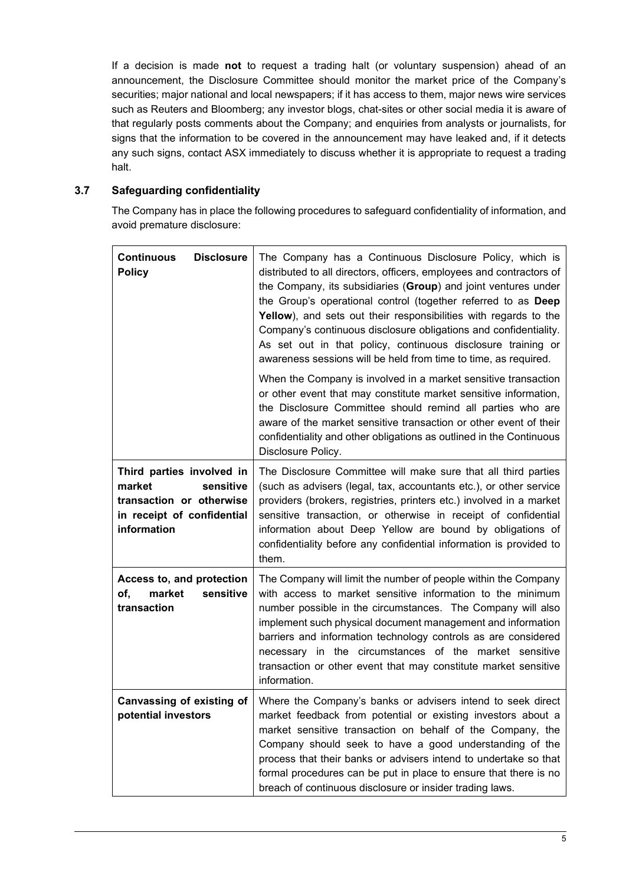If a decision is made **not** to request a trading halt (or voluntary suspension) ahead of an announcement, the Disclosure Committee should monitor the market price of the Company's securities; major national and local newspapers; if it has access to them, major news wire services such as Reuters and Bloomberg; any investor blogs, chat-sites or other social media it is aware of that regularly posts comments about the Company; and enquiries from analysts or journalists, for signs that the information to be covered in the announcement may have leaked and, if it detects any such signs, contact ASX immediately to discuss whether it is appropriate to request a trading halt.

### 3.7 Safeguarding confidentiality

The Company has in place the following procedures to safeguard confidentiality of information, and avoid premature disclosure:

| | |
|---|---|
| **Continuous Disclosure Policy** | The Company has a Continuous Disclosure Policy, which is distributed to all directors, officers, employees and contractors of the Company, its subsidiaries (**Group**) and joint ventures under the Group's operational control (together referred to as **Deep Yellow**), and sets out their responsibilities with regards to the Company's continuous disclosure obligations and confidentiality. As set out in that policy, continuous disclosure training or awareness sessions will be held from time to time, as required.<br><br>When the Company is involved in a market sensitive transaction or other event that may constitute market sensitive information, the Disclosure Committee should remind all parties who are aware of the market sensitive transaction or other event of their confidentiality and other obligations as outlined in the Continuous Disclosure Policy. |
| **Third parties involved in market sensitive transaction or otherwise in receipt of confidential information** | The Disclosure Committee will make sure that all third parties (such as advisers (legal, tax, accountants etc.), or other service providers (brokers, registries, printers etc.) involved in a market sensitive transaction, or otherwise in receipt of confidential information about Deep Yellow are bound by obligations of confidentiality before any confidential information is provided to them. |
| **Access to, and protection of, market sensitive transaction** | The Company will limit the number of people within the Company with access to market sensitive information to the minimum number possible in the circumstances. The Company will also implement such physical document management and information barriers and information technology controls as are considered necessary in the circumstances of the market sensitive transaction or other event that may constitute market sensitive information. |
| **Canvassing of existing of potential investors** | Where the Company's banks or advisers intend to seek direct market feedback from potential or existing investors about a market sensitive transaction on behalf of the Company, the Company should seek to have a good understanding of the process that their banks or advisers intend to undertake so that formal procedures can be put in place to ensure that there is no breach of continuous disclosure or insider trading laws. |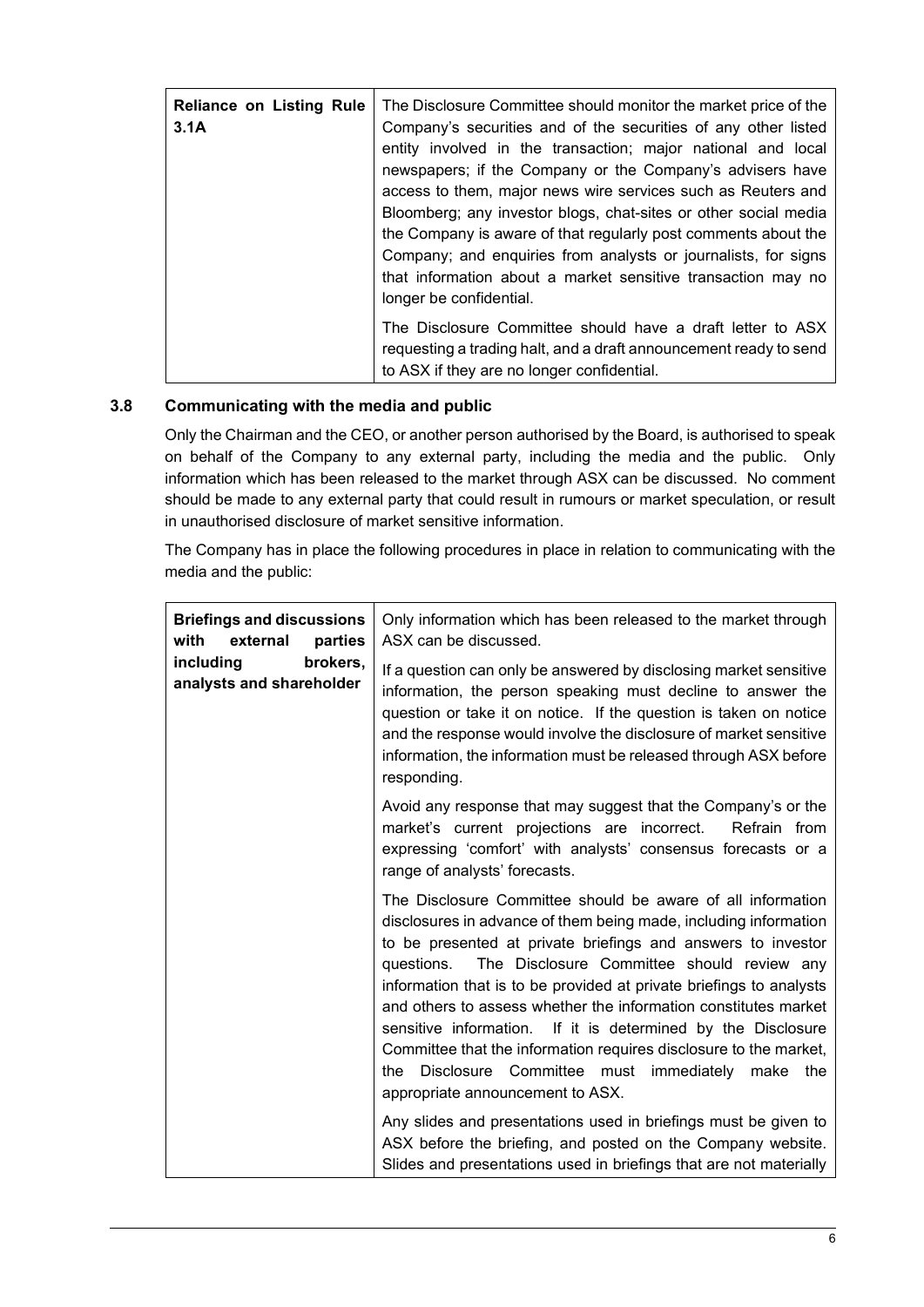| | |
|---|---|
| **Reliance on Listing Rule 3.1A** | The Disclosure Committee should monitor the market price of the Company's securities and of the securities of any other listed entity involved in the transaction; major national and local newspapers; if the Company or the Company's advisers have access to them, major news wire services such as Reuters and Bloomberg; any investor blogs, chat-sites or other social media the Company is aware of that regularly post comments about the Company; and enquiries from analysts or journalists, for signs that information about a market sensitive transaction may no longer be confidential.<br><br>The Disclosure Committee should have a draft letter to ASX requesting a trading halt, and a draft announcement ready to send to ASX if they are no longer confidential. |

### 3.8 Communicating with the media and public

Only the Chairman and the CEO, or another person authorised by the Board, is authorised to speak on behalf of the Company to any external party, including the media and the public. Only information which has been released to the market through ASX can be discussed. No comment should be made to any external party that could result in rumours or market speculation, or result in unauthorised disclosure of market sensitive information.

The Company has in place the following procedures in place in relation to communicating with the media and the public:

| | |
|---|---|
| **Briefings and discussions with external parties including brokers, analysts and shareholder** | Only information which has been released to the market through ASX can be discussed.<br><br>If a question can only be answered by disclosing market sensitive information, the person speaking must decline to answer the question or take it on notice. If the question is taken on notice and the response would involve the disclosure of market sensitive information, the information must be released through ASX before responding.<br><br>Avoid any response that may suggest that the Company's or the market's current projections are incorrect. Refrain from expressing 'comfort' with analysts' consensus forecasts or a range of analysts' forecasts.<br><br>The Disclosure Committee should be aware of all information disclosures in advance of them being made, including information to be presented at private briefings and answers to investor questions. The Disclosure Committee should review any information that is to be provided at private briefings to analysts and others to assess whether the information constitutes market sensitive information. If it is determined by the Disclosure Committee that the information requires disclosure to the market, the Disclosure Committee must immediately make the appropriate announcement to ASX.<br><br>Any slides and presentations used in briefings must be given to ASX before the briefing, and posted on the Company website. Slides and presentations used in briefings that are not materially |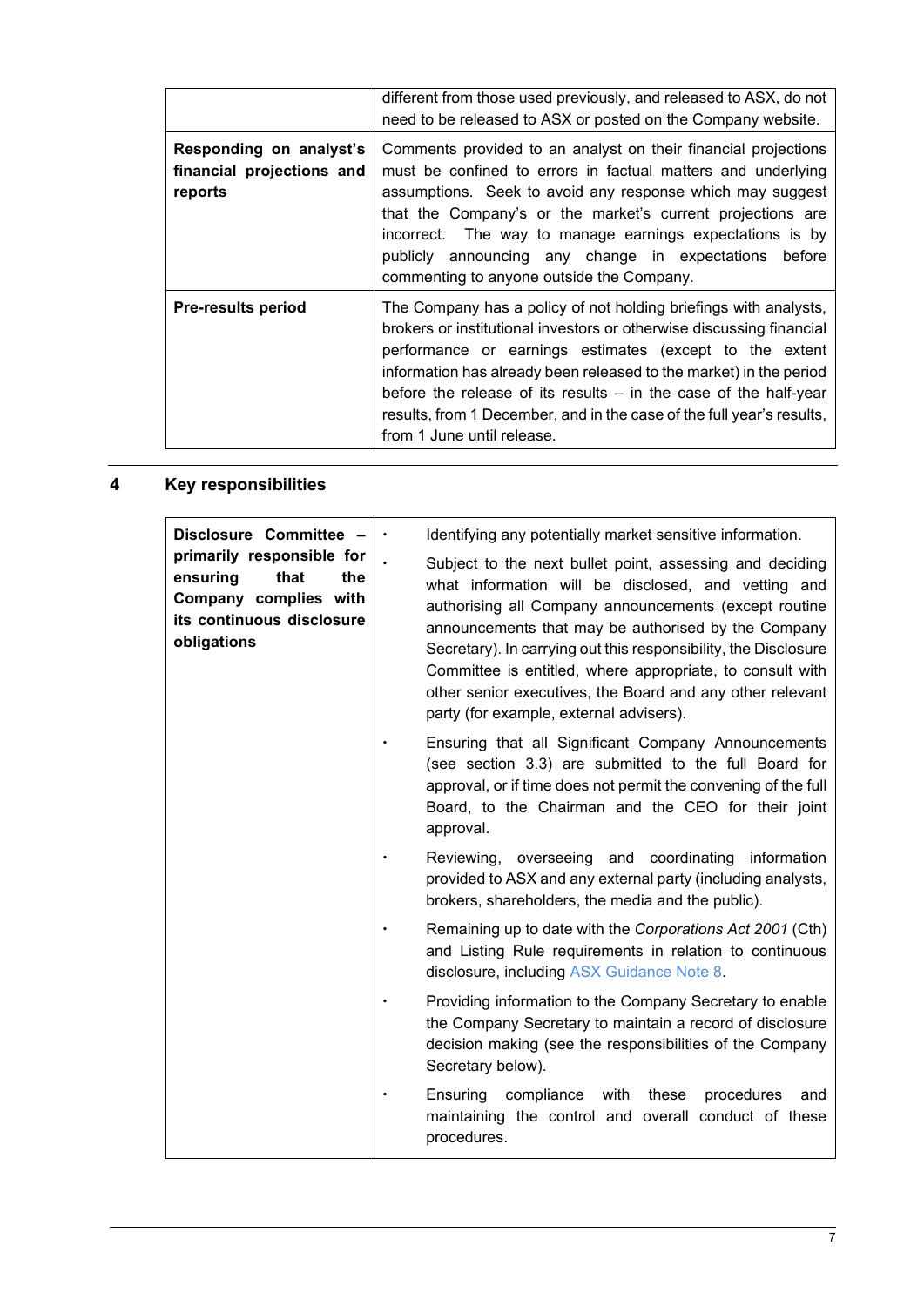| | |
|---|---|
| | different from those used previously, and released to ASX, do not need to be released to ASX or posted on the Company website. |
| **Responding on analyst's financial projections and reports** | Comments provided to an analyst on their financial projections must be confined to errors in factual matters and underlying assumptions. Seek to avoid any response which may suggest that the Company's or the market's current projections are incorrect. The way to manage earnings expectations is by publicly announcing any change in expectations before commenting to anyone outside the Company. |
| **Pre-results period** | The Company has a policy of not holding briefings with analysts, brokers or institutional investors or otherwise discussing financial performance or earnings estimates (except to the extent information has already been released to the market) in the period before the release of its results – in the case of the half-year results, from 1 December, and in the case of the full year's results, from 1 June until release. |

## 4 Key responsibilities

| | |
|---|---|
| **Disclosure Committee – primarily responsible for ensuring that the Company complies with its continuous disclosure obligations** | • Identifying any potentially market sensitive information.<br>• Subject to the next bullet point, assessing and deciding what information will be disclosed, and vetting and authorising all Company announcements (except routine announcements that may be authorised by the Company Secretary). In carrying out this responsibility, the Disclosure Committee is entitled, where appropriate, to consult with other senior executives, the Board and any other relevant party (for example, external advisers).<br>• Ensuring that all Significant Company Announcements (see section 3.3) are submitted to the full Board for approval, or if time does not permit the convening of the full Board, to the Chairman and the CEO for their joint approval.<br>• Reviewing, overseeing and coordinating information provided to ASX and any external party (including analysts, brokers, shareholders, the media and the public).<br>• Remaining up to date with the *Corporations Act 2001* (Cth) and Listing Rule requirements in relation to continuous disclosure, including ASX Guidance Note 8.<br>• Providing information to the Company Secretary to enable the Company Secretary to maintain a record of disclosure decision making (see the responsibilities of the Company Secretary below).<br>• Ensuring compliance with these procedures and maintaining the control and overall conduct of these procedures. |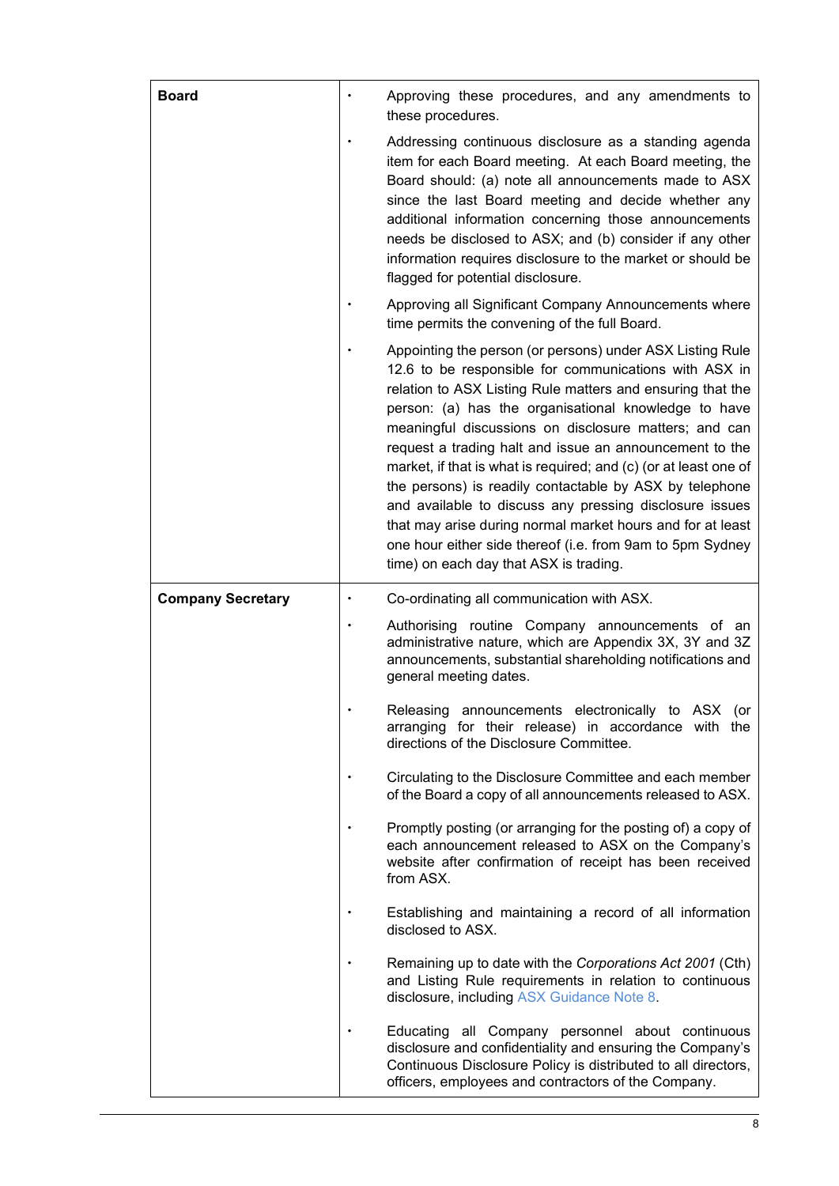| | |
|---|---|
| **Board** | • Approving these procedures, and any amendments to these procedures.<br>• Addressing continuous disclosure as a standing agenda item for each Board meeting. At each Board meeting, the Board should: (a) note all announcements made to ASX since the last Board meeting and decide whether any additional information concerning those announcements needs be disclosed to ASX; and (b) consider if any other information requires disclosure to the market or should be flagged for potential disclosure.<br>• Approving all Significant Company Announcements where time permits the convening of the full Board.<br>• Appointing the person (or persons) under ASX Listing Rule 12.6 to be responsible for communications with ASX in relation to ASX Listing Rule matters and ensuring that the person: (a) has the organisational knowledge to have meaningful discussions on disclosure matters; and can request a trading halt and issue an announcement to the market, if that is what is required; and (c) (or at least one of the persons) is readily contactable by ASX by telephone and available to discuss any pressing disclosure issues that may arise during normal market hours and for at least one hour either side thereof (i.e. from 9am to 5pm Sydney time) on each day that ASX is trading. |
| **Company Secretary** | • Co-ordinating all communication with ASX.<br>• Authorising routine Company announcements of an administrative nature, which are Appendix 3X, 3Y and 3Z announcements, substantial shareholding notifications and general meeting dates.<br>• Releasing announcements electronically to ASX (or arranging for their release) in accordance with the directions of the Disclosure Committee.<br>• Circulating to the Disclosure Committee and each member of the Board a copy of all announcements released to ASX.<br>• Promptly posting (or arranging for the posting of) a copy of each announcement released to ASX on the Company's website after confirmation of receipt has been received from ASX.<br>• Establishing and maintaining a record of all information disclosed to ASX.<br>• Remaining up to date with the *Corporations Act 2001* (Cth) and Listing Rule requirements in relation to continuous disclosure, including ASX Guidance Note 8.<br>• Educating all Company personnel about continuous disclosure and confidentiality and ensuring the Company's Continuous Disclosure Policy is distributed to all directors, officers, employees and contractors of the Company. |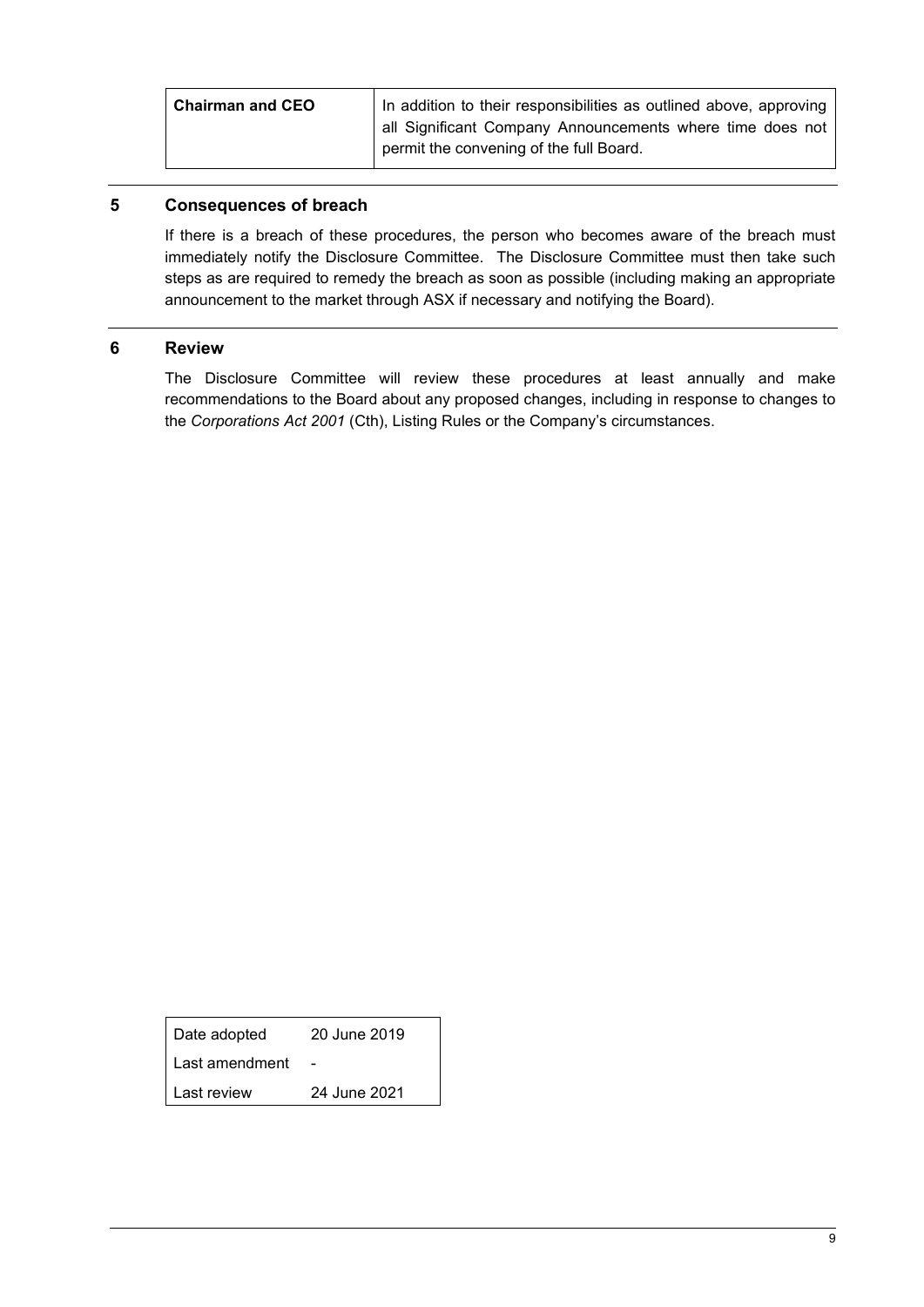| | |
|---|---|
| **Chairman and CEO** | In addition to their responsibilities as outlined above, approving all Significant Company Announcements where time does not permit the convening of the full Board. |

## 5 Consequences of breach

If there is a breach of these procedures, the person who becomes aware of the breach must immediately notify the Disclosure Committee. The Disclosure Committee must then take such steps as are required to remedy the breach as soon as possible (including making an appropriate announcement to the market through ASX if necessary and notifying the Board).

## 6 Review

The Disclosure Committee will review these procedures at least annually and make recommendations to the Board about any proposed changes, including in response to changes to the *Corporations Act 2001* (Cth), Listing Rules or the Company's circumstances.

| | |
|---|---|
| Date adopted | 20 June 2019 |
| Last amendment | - |
| Last review | 24 June 2021 |